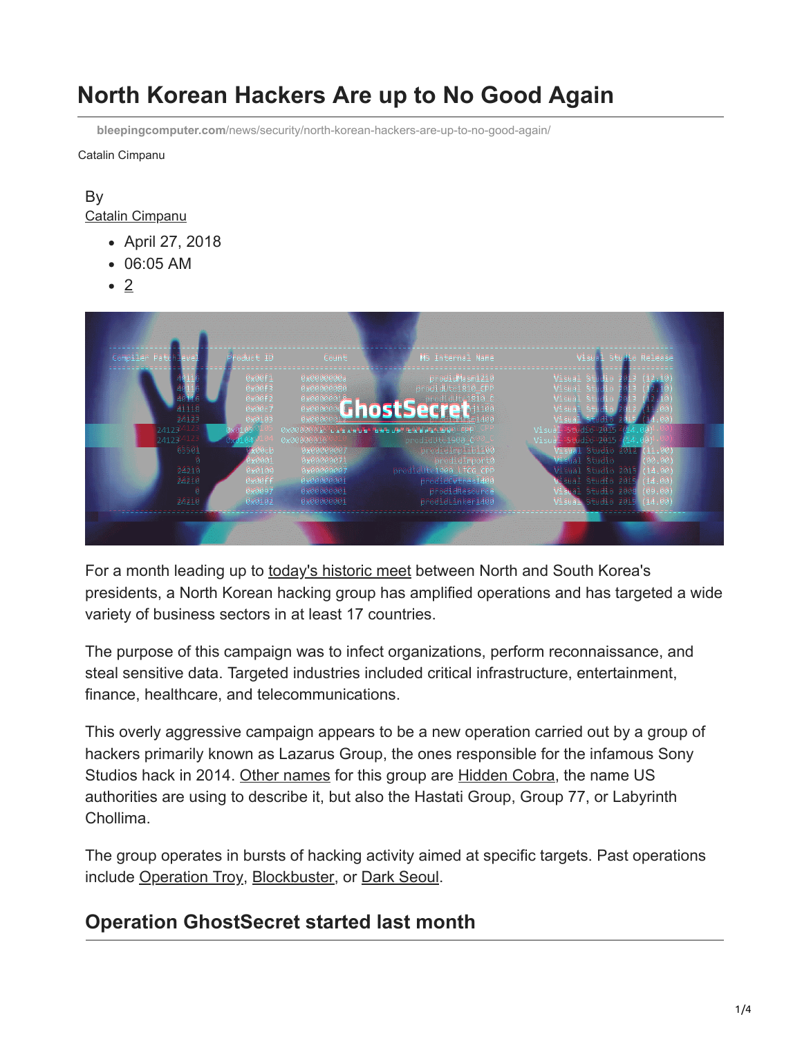# North Korean Hackers Are up to No Good Again

bleepingcomputer.com/news/security/north-korean-hackers-are-up-to-no-good-again/

Catalin Cimpanu

By
Catalin Cimpanu

- April 27, 2018
- 06:05 AM
- 2

For a month leading up to today's historic meet between North and South Korea's presidents, a North Korean hacking group has amplified operations and has targeted a wide variety of business sectors in at least 17 countries.

The purpose of this campaign was to infect organizations, perform reconnaissance, and steal sensitive data. Targeted industries included critical infrastructure, entertainment, finance, healthcare, and telecommunications.

This overly aggressive campaign appears to be a new operation carried out by a group of hackers primarily known as Lazarus Group, the ones responsible for the infamous Sony Studios hack in 2014. Other names for this group are Hidden Cobra, the name US authorities are using to describe it, but also the Hastati Group, Group 77, or Labyrinth Chollima.

The group operates in bursts of hacking activity aimed at specific targets. Past operations include Operation Troy, Blockbuster, or Dark Seoul.

## Operation GhostSecret started last month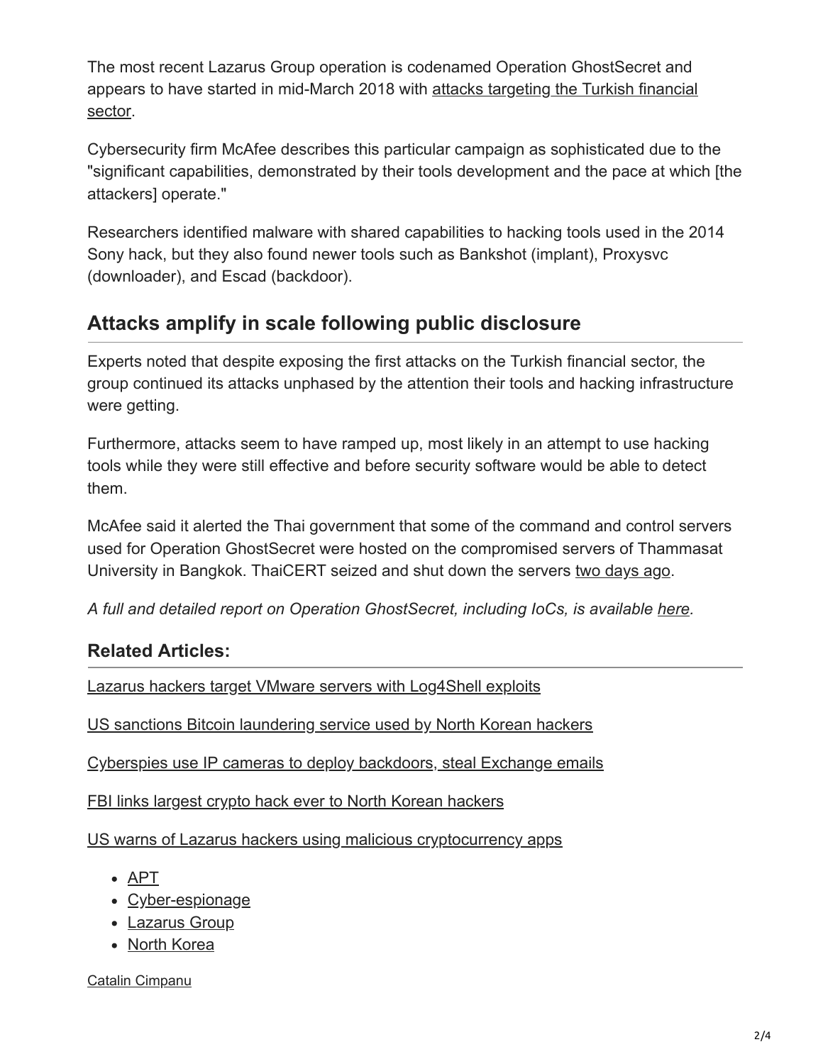The most recent Lazarus Group operation is codenamed Operation GhostSecret and appears to have started in mid-March 2018 with attacks targeting the Turkish financial sector.

Cybersecurity firm McAfee describes this particular campaign as sophisticated due to the "significant capabilities, demonstrated by their tools development and the pace at which [the attackers] operate."

Researchers identified malware with shared capabilities to hacking tools used in the 2014 Sony hack, but they also found newer tools such as Bankshot (implant), Proxysvc (downloader), and Escad (backdoor).

## Attacks amplify in scale following public disclosure

Experts noted that despite exposing the first attacks on the Turkish financial sector, the group continued its attacks unphased by the attention their tools and hacking infrastructure were getting.

Furthermore, attacks seem to have ramped up, most likely in an attempt to use hacking tools while they were still effective and before security software would be able to detect them.

McAfee said it alerted the Thai government that some of the command and control servers used for Operation GhostSecret were hosted on the compromised servers of Thammasat University in Bangkok. ThaiCERT seized and shut down the servers two days ago.

*A full and detailed report on Operation GhostSecret, including IoCs, is available here.*

### Related Articles:

Lazarus hackers target VMware servers with Log4Shell exploits

US sanctions Bitcoin laundering service used by North Korean hackers

Cyberspies use IP cameras to deploy backdoors, steal Exchange emails

FBI links largest crypto hack ever to North Korean hackers

US warns of Lazarus hackers using malicious cryptocurrency apps

- APT
- Cyber-espionage
- Lazarus Group
- North Korea

Catalin Cimpanu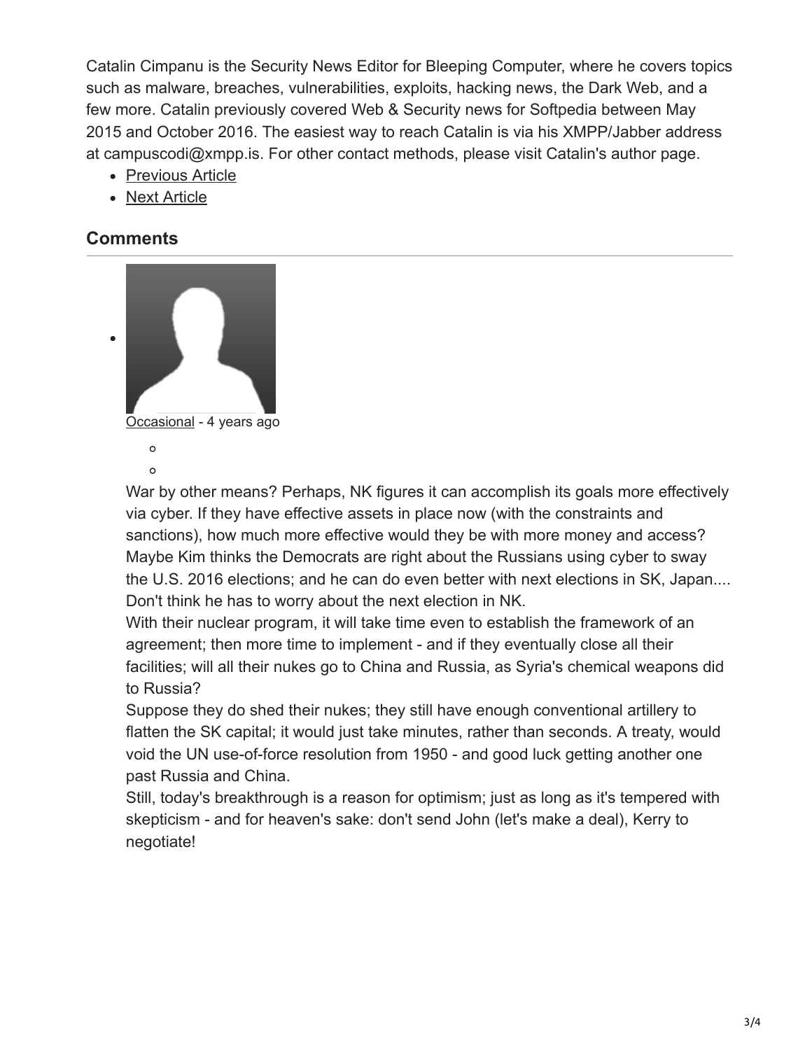Catalin Cimpanu is the Security News Editor for Bleeping Computer, where he covers topics such as malware, breaches, vulnerabilities, exploits, hacking news, the Dark Web, and a few more. Catalin previously covered Web & Security news for Softpedia between May 2015 and October 2016. The easiest way to reach Catalin is via his XMPP/Jabber address at campuscodi@xmpp.is. For other contact methods, please visit Catalin's author page.

- Previous Article
- Next Article

## Comments

- Occasional - 4 years ago

  War by other means? Perhaps, NK figures it can accomplish its goals more effectively via cyber. If they have effective assets in place now (with the constraints and sanctions), how much more effective would they be with more money and access? Maybe Kim thinks the Democrats are right about the Russians using cyber to sway the U.S. 2016 elections; and he can do even better with next elections in SK, Japan.... Don't think he has to worry about the next election in NK.
  With their nuclear program, it will take time even to establish the framework of an agreement; then more time to implement - and if they eventually close all their facilities; will all their nukes go to China and Russia, as Syria's chemical weapons did to Russia?
  Suppose they do shed their nukes; they still have enough conventional artillery to flatten the SK capital; it would just take minutes, rather than seconds. A treaty, would void the UN use-of-force resolution from 1950 - and good luck getting another one past Russia and China.
  Still, today's breakthrough is a reason for optimism; just as long as it's tempered with skepticism - and for heaven's sake: don't send John (let's make a deal), Kerry to negotiate!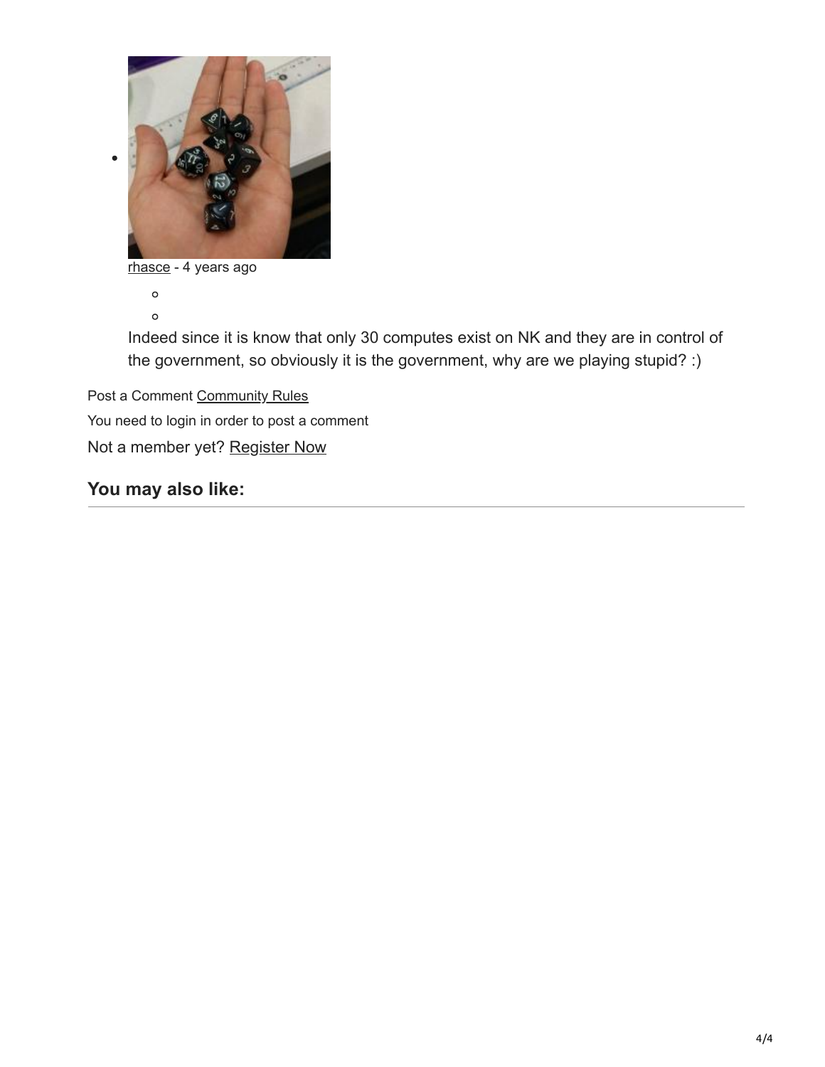- rhasce - 4 years ago

  Indeed since it is know that only 30 computes exist on NK and they are in control of the government, so obviously it is the government, why are we playing stupid? :)

Post a Comment Community Rules

You need to login in order to post a comment

Not a member yet? Register Now

### You may also like: